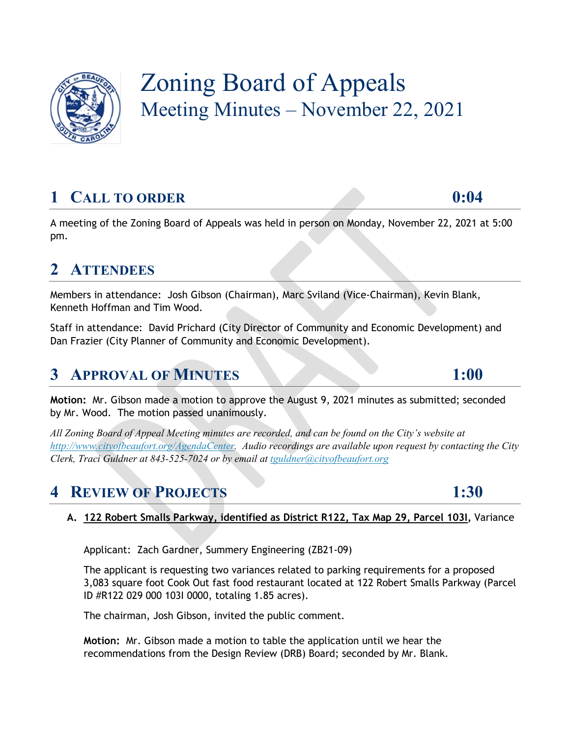# Zoning Board of Appeals
## Meeting Minutes – November 22, 2021

## 1 CALL TO ORDER 0:04

A meeting of the Zoning Board of Appeals was held in person on Monday, November 22, 2021 at 5:00 pm.

## 2 ATTENDEES

Members in attendance: Josh Gibson (Chairman), Marc Sviland (Vice-Chairman), Kevin Blank, Kenneth Hoffman and Tim Wood.

Staff in attendance: David Prichard (City Director of Community and Economic Development) and Dan Frazier (City Planner of Community and Economic Development).

## 3 APPROVAL OF MINUTES 1:00

**Motion:** Mr. Gibson made a motion to approve the August 9, 2021 minutes as submitted; seconded by Mr. Wood. The motion passed unanimously.

*All Zoning Board of Appeal Meeting minutes are recorded, and can be found on the City's website at [http://www.cityofbeaufort.org/AgendaCenter](http://www.cityofbeaufort.org/AgendaCenter). Audio recordings are available upon request by contacting the City Clerk, Traci Guldner at 843-525-7024 or by email at [tguldner@cityofbeaufort.org](mailto:tguldner@cityofbeaufort.org)*

## 4 REVIEW OF PROJECTS 1:30

**A. 122 Robert Smalls Parkway, identified as District R122, Tax Map 29, Parcel 103I,** Variance

Applicant: Zach Gardner, Summery Engineering (ZB21-09)

The applicant is requesting two variances related to parking requirements for a proposed 3,083 square foot Cook Out fast food restaurant located at 122 Robert Smalls Parkway (Parcel ID #R122 029 000 103I 0000, totaling 1.85 acres).

The chairman, Josh Gibson, invited the public comment.

**Motion:** Mr. Gibson made a motion to table the application until we hear the recommendations from the Design Review (DRB) Board; seconded by Mr. Blank.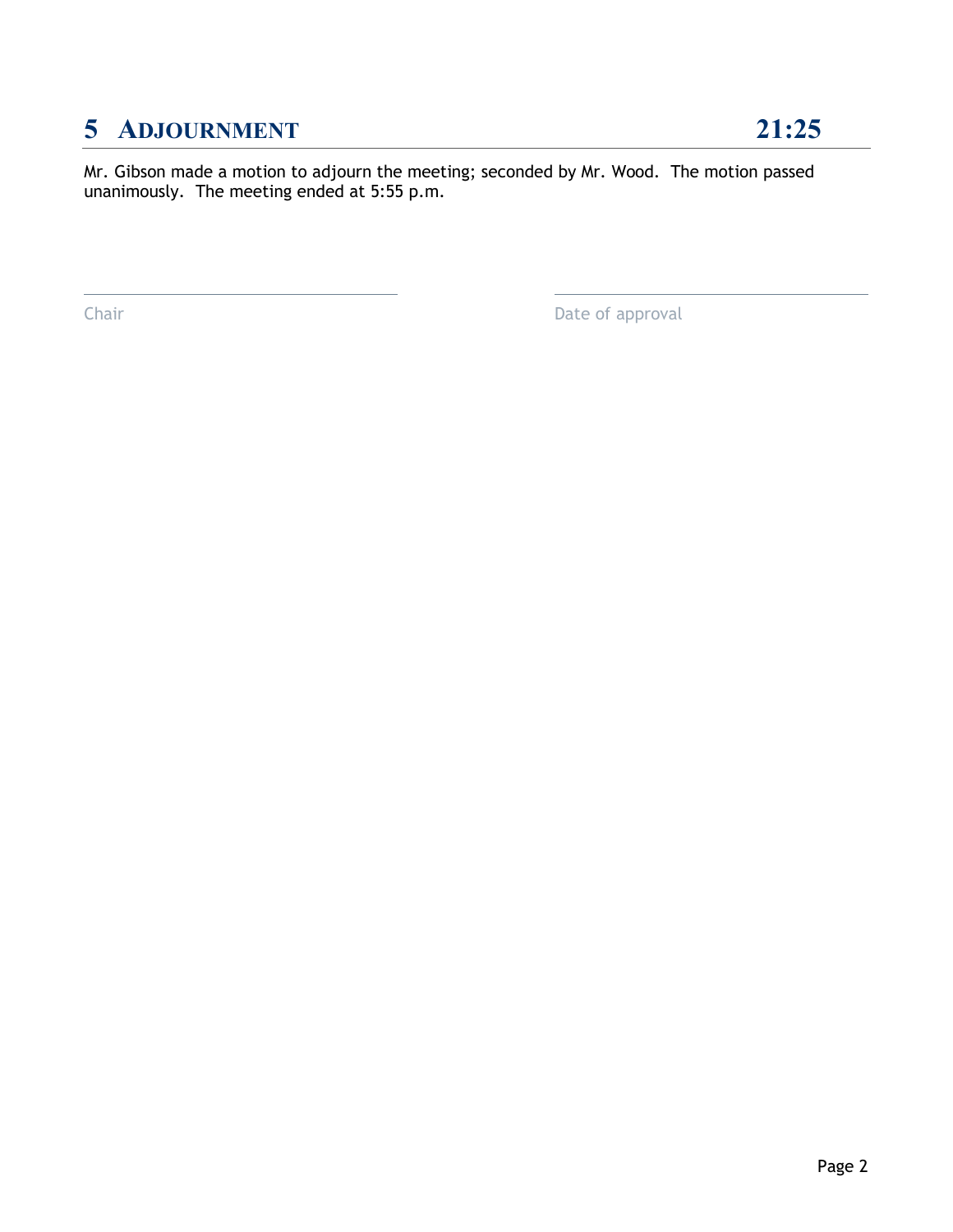# 5 Adjournment 21:25

Mr. Gibson made a motion to adjourn the meeting; seconded by Mr. Wood. The motion passed unanimously. The meeting ended at 5:55 p.m.

\_\_\_\_\_\_\_\_\_\_\_\_\_\_\_\_\_\_\_\_\_\_\_\_\_\_\_\_\_\_ \_\_\_\_\_\_\_\_\_\_\_\_\_\_\_\_\_\_\_\_\_\_\_\_\_\_\_\_\_\_

Chair Date of approval